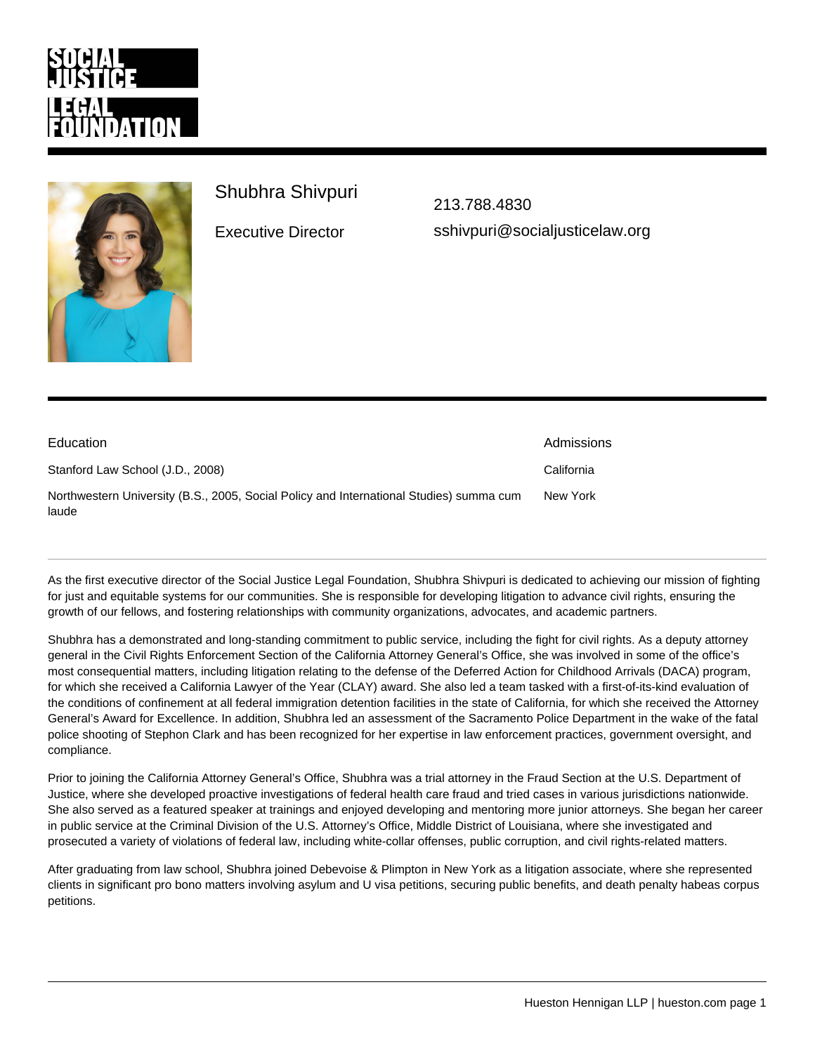# Shubhra Shivpuri

Executive Director

213.788.4830

sshivpuri@socialjusticelaw.org

## Education

Stanford Law School (J.D., 2008)

Northwestern University (B.S., 2005, Social Policy and International Studies) summa cum laude

## Admissions

California

New York

---

As the first executive director of the Social Justice Legal Foundation, Shubhra Shivpuri is dedicated to achieving our mission of fighting for just and equitable systems for our communities. She is responsible for developing litigation to advance civil rights, ensuring the growth of our fellows, and fostering relationships with community organizations, advocates, and academic partners.

Shubhra has a demonstrated and long-standing commitment to public service, including the fight for civil rights. As a deputy attorney general in the Civil Rights Enforcement Section of the California Attorney General's Office, she was involved in some of the office's most consequential matters, including litigation relating to the defense of the Deferred Action for Childhood Arrivals (DACA) program, for which she received a California Lawyer of the Year (CLAY) award. She also led a team tasked with a first-of-its-kind evaluation of the conditions of confinement at all federal immigration detention facilities in the state of California, for which she received the Attorney General's Award for Excellence. In addition, Shubhra led an assessment of the Sacramento Police Department in the wake of the fatal police shooting of Stephon Clark and has been recognized for her expertise in law enforcement practices, government oversight, and compliance.

Prior to joining the California Attorney General's Office, Shubhra was a trial attorney in the Fraud Section at the U.S. Department of Justice, where she developed proactive investigations of federal health care fraud and tried cases in various jurisdictions nationwide. She also served as a featured speaker at trainings and enjoyed developing and mentoring more junior attorneys. She began her career in public service at the Criminal Division of the U.S. Attorney's Office, Middle District of Louisiana, where she investigated and prosecuted a variety of violations of federal law, including white-collar offenses, public corruption, and civil rights-related matters.

After graduating from law school, Shubhra joined Debevoise & Plimpton in New York as a litigation associate, where she represented clients in significant pro bono matters involving asylum and U visa petitions, securing public benefits, and death penalty habeas corpus petitions.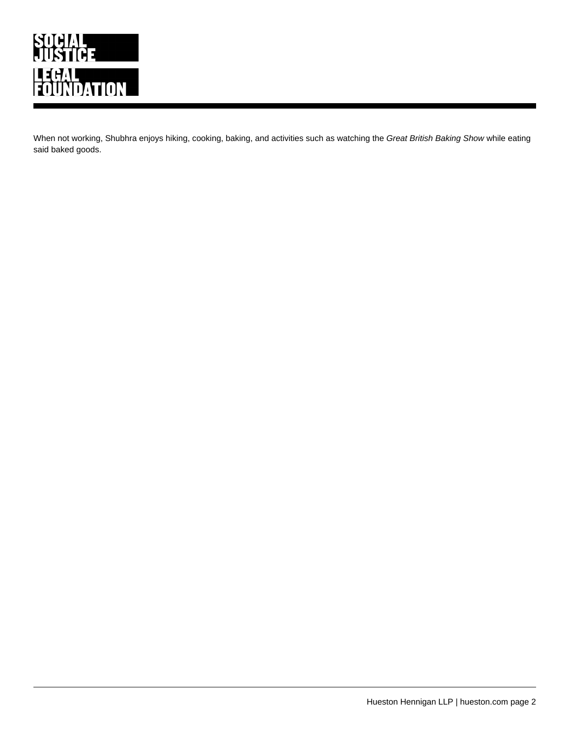When not working, Shubhra enjoys hiking, cooking, baking, and activities such as watching the *Great British Baking Show* while eating said baked goods.